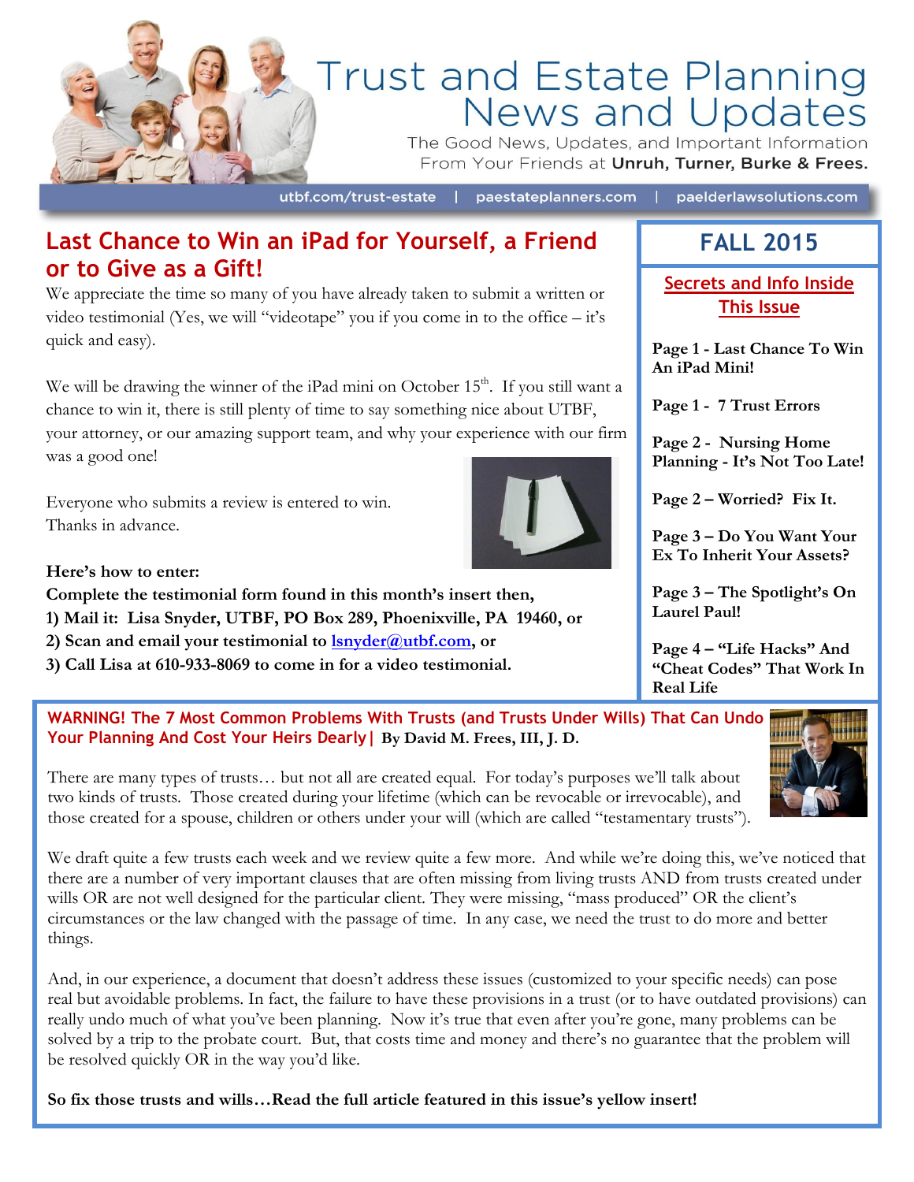# Trust and Estate Planning News and Updates

The Good News, Updates, and Important Information From Your Friends at **Unruh, Turner, Burke & Frees.**

utbf.com/trust-estate | paestateplanners.com | paelderlawsolutions.com

## FALL 2015

### Secrets and Info Inside This Issue

**Page 1 - Last Chance To Win An iPad Mini!**

**Page 1 - 7 Trust Errors**

**Page 2 - Nursing Home Planning - It's Not Too Late!**

**Page 2 – Worried? Fix It.**

**Page 3 – Do You Want Your Ex To Inherit Your Assets?**

**Page 3 – The Spotlight's On Laurel Paul!**

**Page 4 – "Life Hacks" And "Cheat Codes" That Work In Real Life**

## Last Chance to Win an iPad for Yourself, a Friend or to Give as a Gift!

We appreciate the time so many of you have already taken to submit a written or video testimonial (Yes, we will "videotape" you if you come in to the office – it's quick and easy).

We will be drawing the winner of the iPad mini on October 15th. If you still want a chance to win it, there is still plenty of time to say something nice about UTBF, your attorney, or our amazing support team, and why your experience with our firm was a good one!

Everyone who submits a review is entered to win.
Thanks in advance.

**Here's how to enter:**
**Complete the testimonial form found in this month's insert then,**
**1) Mail it: Lisa Snyder, UTBF, PO Box 289, Phoenixville, PA 19460, or**
**2) Scan and email your testimonial to lsnyder@utbf.com, or**
**3) Call Lisa at 610-933-8069 to come in for a video testimonial.**

## WARNING! The 7 Most Common Problems With Trusts (and Trusts Under Wills) That Can Undo Your Planning And Cost Your Heirs Dearly | By David M. Frees, III, J. D.

There are many types of trusts… but not all are created equal. For today's purposes we'll talk about two kinds of trusts. Those created during your lifetime (which can be revocable or irrevocable), and those created for a spouse, children or others under your will (which are called "testamentary trusts").

We draft quite a few trusts each week and we review quite a few more. And while we're doing this, we've noticed that there are a number of very important clauses that are often missing from living trusts AND from trusts created under wills OR are not well designed for the particular client. They were missing, "mass produced" OR the client's circumstances or the law changed with the passage of time. In any case, we need the trust to do more and better things.

And, in our experience, a document that doesn't address these issues (customized to your specific needs) can pose real but avoidable problems. In fact, the failure to have these provisions in a trust (or to have outdated provisions) can really undo much of what you've been planning. Now it's true that even after you're gone, many problems can be solved by a trip to the probate court. But, that costs time and money and there's no guarantee that the problem will be resolved quickly OR in the way you'd like.

**So fix those trusts and wills…Read the full article featured in this issue's yellow insert!**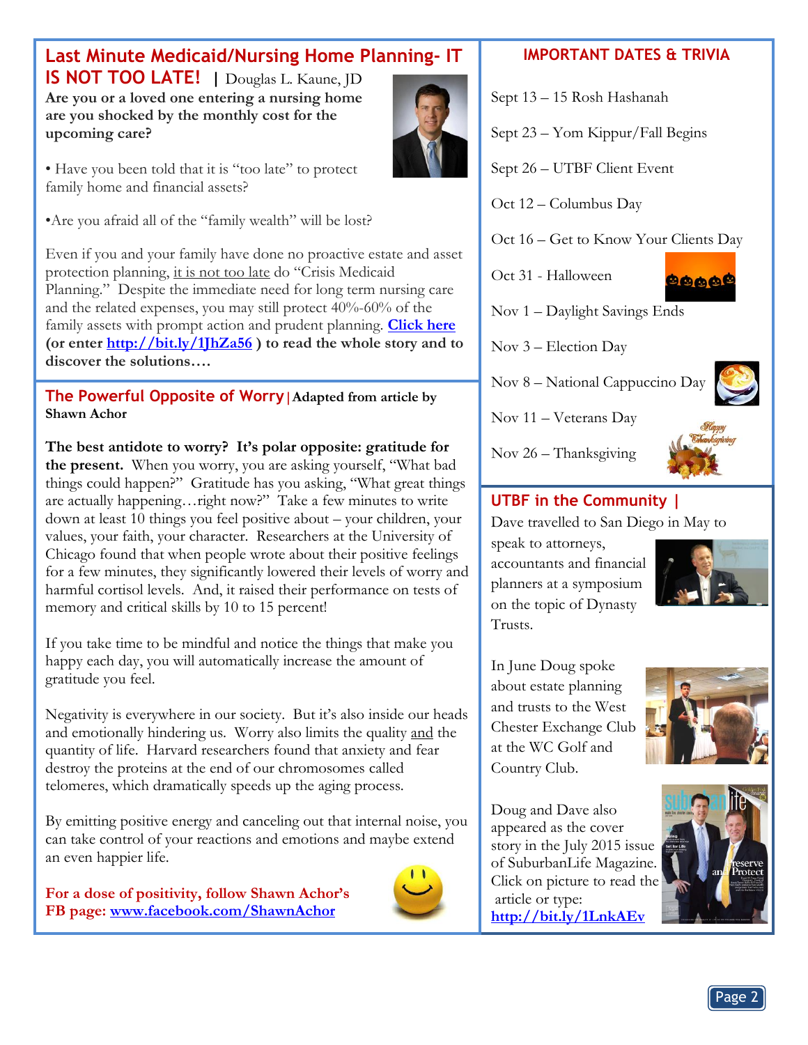## Last Minute Medicaid/Nursing Home Planning- IT IS NOT TOO LATE! | Douglas L. Kaune, JD

**Are you or a loved one entering a nursing home are you shocked by the monthly cost for the upcoming care?**

• Have you been told that it is "too late" to protect family home and financial assets?

•Are you afraid all of the "family wealth" will be lost?

Even if you and your family have done no proactive estate and asset protection planning, it is not too late do "Crisis Medicaid Planning." Despite the immediate need for long term nursing care and the related expenses, you may still protect 40%-60% of the family assets with prompt action and prudent planning. **Click here (or enter http://bit.ly/1JhZa56 ) to read the whole story and to discover the solutions….**

## The Powerful Opposite of Worry | Adapted from article by Shawn Achor

**The best antidote to worry? It's polar opposite: gratitude for the present.** When you worry, you are asking yourself, "What bad things could happen?" Gratitude has you asking, "What great things are actually happening…right now?" Take a few minutes to write down at least 10 things you feel positive about – your children, your values, your faith, your character. Researchers at the University of Chicago found that when people wrote about their positive feelings for a few minutes, they significantly lowered their levels of worry and harmful cortisol levels. And, it raised their performance on tests of memory and critical skills by 10 to 15 percent!

If you take time to be mindful and notice the things that make you happy each day, you will automatically increase the amount of gratitude you feel.

Negativity is everywhere in our society. But it's also inside our heads and emotionally hindering us. Worry also limits the quality and the quantity of life. Harvard researchers found that anxiety and fear destroy the proteins at the end of our chromosomes called telomeres, which dramatically speeds up the aging process.

By emitting positive energy and canceling out that internal noise, you can take control of your reactions and emotions and maybe extend an even happier life.

**For a dose of positivity, follow Shawn Achor's FB page: www.facebook.com/ShawnAchor**

## IMPORTANT DATES & TRIVIA

Sept 13 – 15 Rosh Hashanah

Sept 23 – Yom Kippur/Fall Begins

Sept 26 – UTBF Client Event

Oct 12 – Columbus Day

Oct 16 – Get to Know Your Clients Day

Oct 31 - Halloween

Nov 1 – Daylight Savings Ends

Nov 3 – Election Day

Nov 8 – National Cappuccino Day

Nov 11 – Veterans Day

Nov 26 – Thanksgiving

## UTBF in the Community |

Dave travelled to San Diego in May to speak to attorneys, accountants and financial planners at a symposium on the topic of Dynasty Trusts.

In June Doug spoke about estate planning and trusts to the West Chester Exchange Club at the WC Golf and Country Club.

Doug and Dave also appeared as the cover story in the July 2015 issue of SuburbanLife Magazine. Click on picture to read the article or type: **http://bit.ly/1LnkAEv**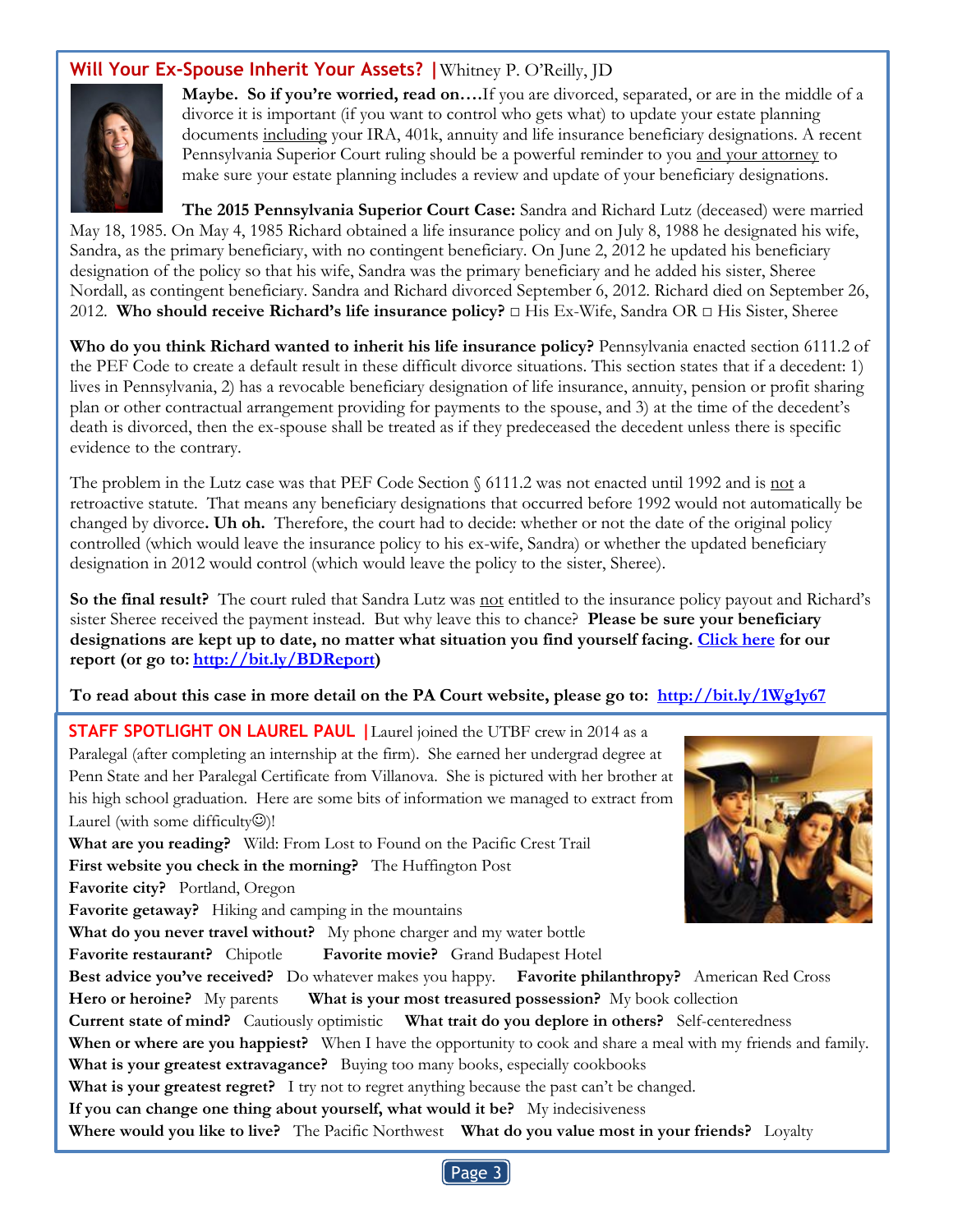## Will Your Ex-Spouse Inherit Your Assets? | Whitney P. O'Reilly, JD

**Maybe. So if you're worried, read on….** If you are divorced, separated, or are in the middle of a divorce it is important (if you want to control who gets what) to update your estate planning documents including your IRA, 401k, annuity and life insurance beneficiary designations. A recent Pennsylvania Superior Court ruling should be a powerful reminder to you and your attorney to make sure your estate planning includes a review and update of your beneficiary designations.

**The 2015 Pennsylvania Superior Court Case:** Sandra and Richard Lutz (deceased) were married May 18, 1985. On May 4, 1985 Richard obtained a life insurance policy and on July 8, 1988 he designated his wife, Sandra, as the primary beneficiary, with no contingent beneficiary. On June 2, 2012 he updated his beneficiary designation of the policy so that his wife, Sandra was the primary beneficiary and he added his sister, Sheree Nordall, as contingent beneficiary. Sandra and Richard divorced September 6, 2012. Richard died on September 26, 2012. **Who should receive Richard's life insurance policy?** □ His Ex-Wife, Sandra OR □ His Sister, Sheree

**Who do you think Richard wanted to inherit his life insurance policy?** Pennsylvania enacted section 6111.2 of the PEF Code to create a default result in these difficult divorce situations. This section states that if a decedent: 1) lives in Pennsylvania, 2) has a revocable beneficiary designation of life insurance, annuity, pension or profit sharing plan or other contractual arrangement providing for payments to the spouse, and 3) at the time of the decedent's death is divorced, then the ex-spouse shall be treated as if they predeceased the decedent unless there is specific evidence to the contrary.

The problem in the Lutz case was that PEF Code Section § 6111.2 was not enacted until 1992 and is not a retroactive statute. That means any beneficiary designations that occurred before 1992 would not automatically be changed by divorce**. Uh oh.** Therefore, the court had to decide: whether or not the date of the original policy controlled (which would leave the insurance policy to his ex-wife, Sandra) or whether the updated beneficiary designation in 2012 would control (which would leave the policy to the sister, Sheree).

**So the final result?** The court ruled that Sandra Lutz was not entitled to the insurance policy payout and Richard's sister Sheree received the payment instead. But why leave this to chance? **Please be sure your beneficiary designations are kept up to date, no matter what situation you find yourself facing. Click here for our report (or go to: http://bit.ly/BDReport)**

**To read about this case in more detail on the PA Court website, please go to: http://bit.ly/1Wg1y67**

## STAFF SPOTLIGHT ON LAUREL PAUL | 

Laurel joined the UTBF crew in 2014 as a Paralegal (after completing an internship at the firm). She earned her undergrad degree at Penn State and her Paralegal Certificate from Villanova. She is pictured with her brother at his high school graduation. Here are some bits of information we managed to extract from Laurel (with some difficulty☺)!

**What are you reading?** Wild: From Lost to Found on the Pacific Crest Trail
**First website you check in the morning?** The Huffington Post
**Favorite city?** Portland, Oregon
**Favorite getaway?** Hiking and camping in the mountains
**What do you never travel without?** My phone charger and my water bottle
**Favorite restaurant?** Chipotle **Favorite movie?** Grand Budapest Hotel
**Best advice you've received?** Do whatever makes you happy. **Favorite philanthropy?** American Red Cross
**Hero or heroine?** My parents **What is your most treasured possession?** My book collection
**Current state of mind?** Cautiously optimistic **What trait do you deplore in others?** Self-centeredness
**When or where are you happiest?** When I have the opportunity to cook and share a meal with my friends and family.
**What is your greatest extravagance?** Buying too many books, especially cookbooks
**What is your greatest regret?** I try not to regret anything because the past can't be changed.
**If you can change one thing about yourself, what would it be?** My indecisiveness
**Where would you like to live?** The Pacific Northwest **What do you value most in your friends?** Loyalty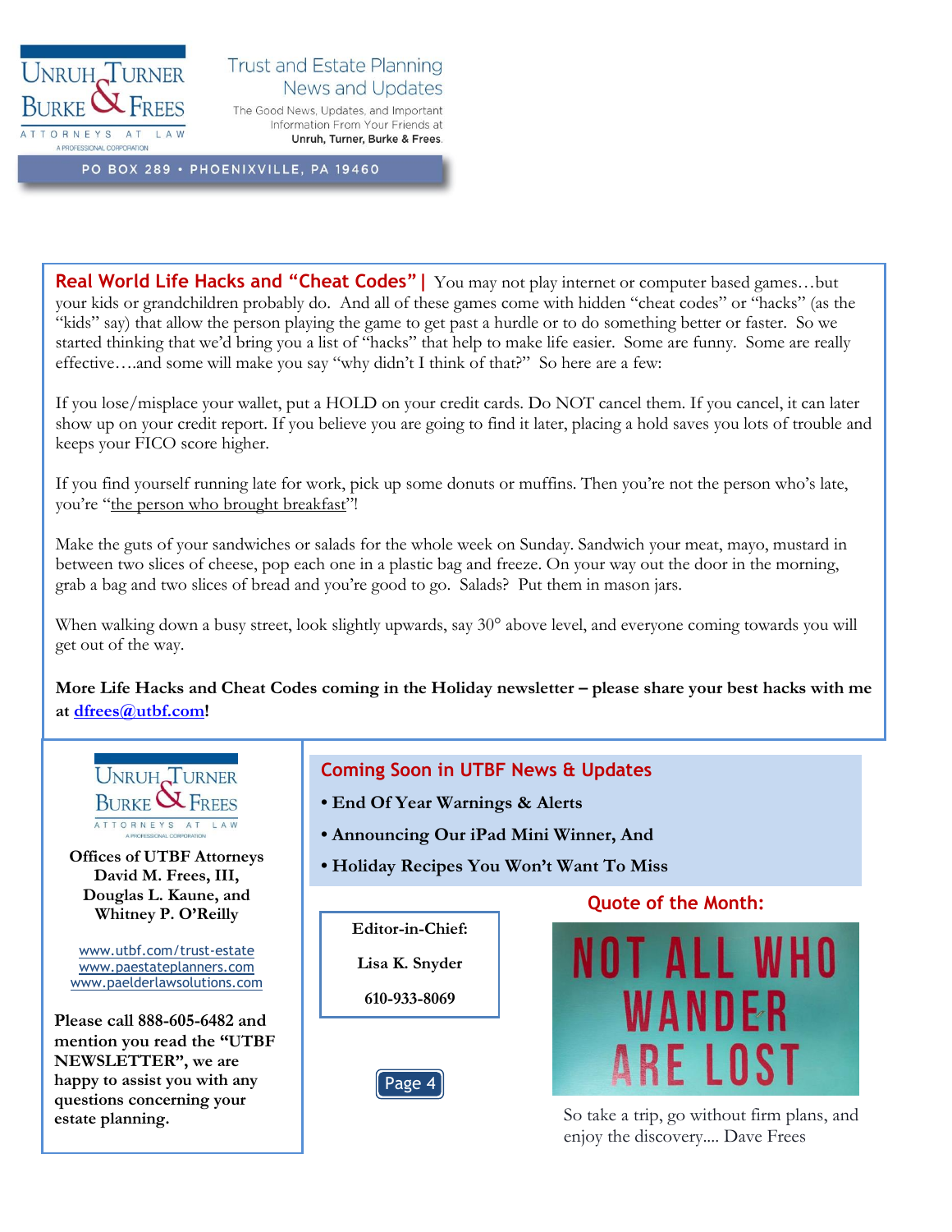**UNRUH TURNER BURKE & FREES**
ATTORNEYS AT LAW
A PROFESSIONAL CORPORATION

Trust and Estate Planning News and Updates

The Good News, Updates, and Important Information From Your Friends at **Unruh, Turner, Burke & Frees.**

PO BOX 289 • PHOENIXVILLE, PA 19460

## Real World Life Hacks and "Cheat Codes" |

You may not play internet or computer based games…but your kids or grandchildren probably do. And all of these games come with hidden "cheat codes" or "hacks" (as the "kids" say) that allow the person playing the game to get past a hurdle or to do something better or faster. So we started thinking that we'd bring you a list of "hacks" that help to make life easier. Some are funny. Some are really effective….and some will make you say "why didn't I think of that?" So here are a few:

If you lose/misplace your wallet, put a HOLD on your credit cards. Do NOT cancel them. If you cancel, it can later show up on your credit report. If you believe you are going to find it later, placing a hold saves you lots of trouble and keeps your FICO score higher.

If you find yourself running late for work, pick up some donuts or muffins. Then you're not the person who's late, you're "the person who brought breakfast"!

Make the guts of your sandwiches or salads for the whole week on Sunday. Sandwich your meat, mayo, mustard in between two slices of cheese, pop each one in a plastic bag and freeze. On your way out the door in the morning, grab a bag and two slices of bread and you're good to go. Salads? Put them in mason jars.

When walking down a busy street, look slightly upwards, say 30° above level, and everyone coming towards you will get out of the way.

**More Life Hacks and Cheat Codes coming in the Holiday newsletter – please share your best hacks with me at dfrees@utbf.com!**

**UNRUH TURNER BURKE & FREES**
ATTORNEYS AT LAW
A PROFESSIONAL CORPORATION

**Offices of UTBF Attorneys David M. Frees, III, Douglas L. Kaune, and Whitney P. O'Reilly**

www.utbf.com/trust-estate
www.paestateplanners.com
www.paelderlawsolutions.com

**Please call 888-605-6482 and mention you read the "UTBF NEWSLETTER", we are happy to assist you with any questions concerning your estate planning.**

## Coming Soon in UTBF News & Updates

- **End Of Year Warnings & Alerts**
- **Announcing Our iPad Mini Winner, And**
- **Holiday Recipes You Won't Want To Miss**

**Editor-in-Chief:**

**Lisa K. Snyder**

**610-933-8069**

## Quote of the Month:

NOT ALL WHO WANDER ARE LOST

So take a trip, go without firm plans, and enjoy the discovery.... Dave Frees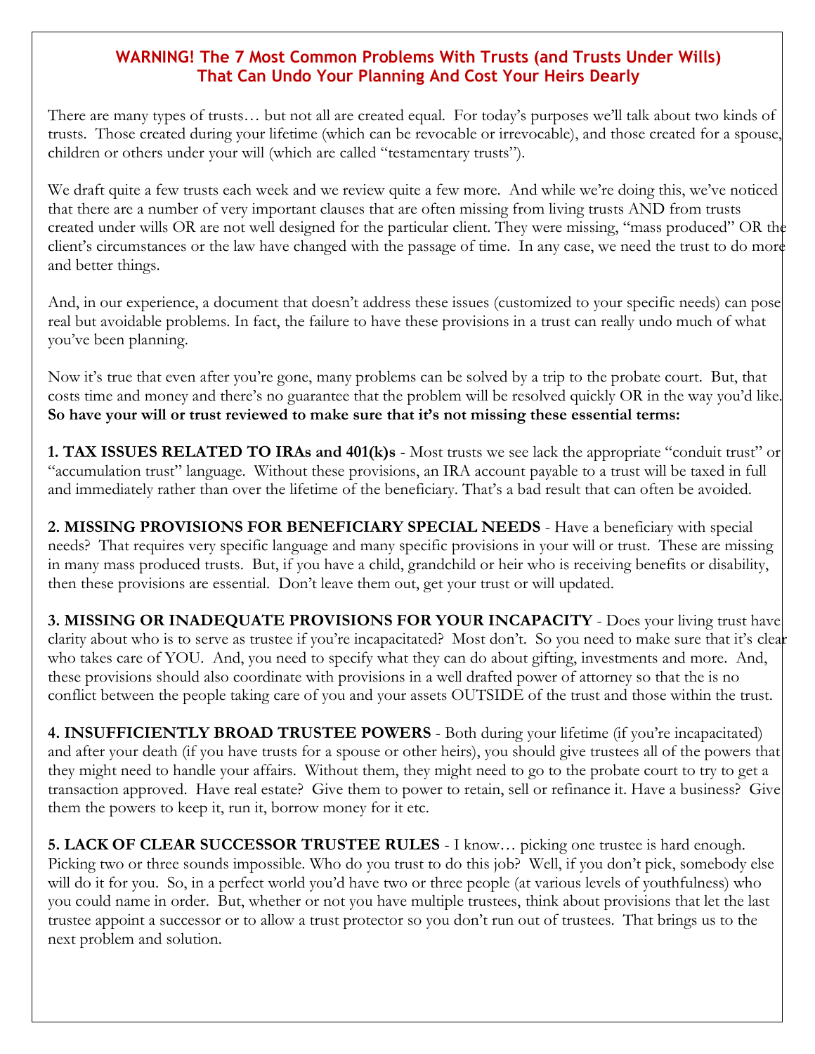## WARNING! The 7 Most Common Problems With Trusts (and Trusts Under Wills) That Can Undo Your Planning And Cost Your Heirs Dearly

There are many types of trusts… but not all are created equal. For today's purposes we'll talk about two kinds of trusts. Those created during your lifetime (which can be revocable or irrevocable), and those created for a spouse, children or others under your will (which are called "testamentary trusts").

We draft quite a few trusts each week and we review quite a few more. And while we're doing this, we've noticed that there are a number of very important clauses that are often missing from living trusts AND from trusts created under wills OR are not well designed for the particular client. They were missing, "mass produced" OR the client's circumstances or the law have changed with the passage of time. In any case, we need the trust to do more and better things.

And, in our experience, a document that doesn't address these issues (customized to your specific needs) can pose real but avoidable problems. In fact, the failure to have these provisions in a trust can really undo much of what you've been planning.

Now it's true that even after you're gone, many problems can be solved by a trip to the probate court. But, that costs time and money and there's no guarantee that the problem will be resolved quickly OR in the way you'd like. **So have your will or trust reviewed to make sure that it's not missing these essential terms:**

**1. TAX ISSUES RELATED TO IRAs and 401(k)s** - Most trusts we see lack the appropriate "conduit trust" or "accumulation trust" language. Without these provisions, an IRA account payable to a trust will be taxed in full and immediately rather than over the lifetime of the beneficiary. That's a bad result that can often be avoided.

**2. MISSING PROVISIONS FOR BENEFICIARY SPECIAL NEEDS** - Have a beneficiary with special needs? That requires very specific language and many specific provisions in your will or trust. These are missing in many mass produced trusts. But, if you have a child, grandchild or heir who is receiving benefits or disability, then these provisions are essential. Don't leave them out, get your trust or will updated.

**3. MISSING OR INADEQUATE PROVISIONS FOR YOUR INCAPACITY** - Does your living trust have clarity about who is to serve as trustee if you're incapacitated? Most don't. So you need to make sure that it's clear who takes care of YOU. And, you need to specify what they can do about gifting, investments and more. And, these provisions should also coordinate with provisions in a well drafted power of attorney so that the is no conflict between the people taking care of you and your assets OUTSIDE of the trust and those within the trust.

**4. INSUFFICIENTLY BROAD TRUSTEE POWERS** - Both during your lifetime (if you're incapacitated) and after your death (if you have trusts for a spouse or other heirs), you should give trustees all of the powers that they might need to handle your affairs. Without them, they might need to go to the probate court to try to get a transaction approved. Have real estate? Give them to power to retain, sell or refinance it. Have a business? Give them the powers to keep it, run it, borrow money for it etc.

**5. LACK OF CLEAR SUCCESSOR TRUSTEE RULES** - I know… picking one trustee is hard enough. Picking two or three sounds impossible. Who do you trust to do this job? Well, if you don't pick, somebody else will do it for you. So, in a perfect world you'd have two or three people (at various levels of youthfulness) who you could name in order. But, whether or not you have multiple trustees, think about provisions that let the last trustee appoint a successor or to allow a trust protector so you don't run out of trustees. That brings us to the next problem and solution.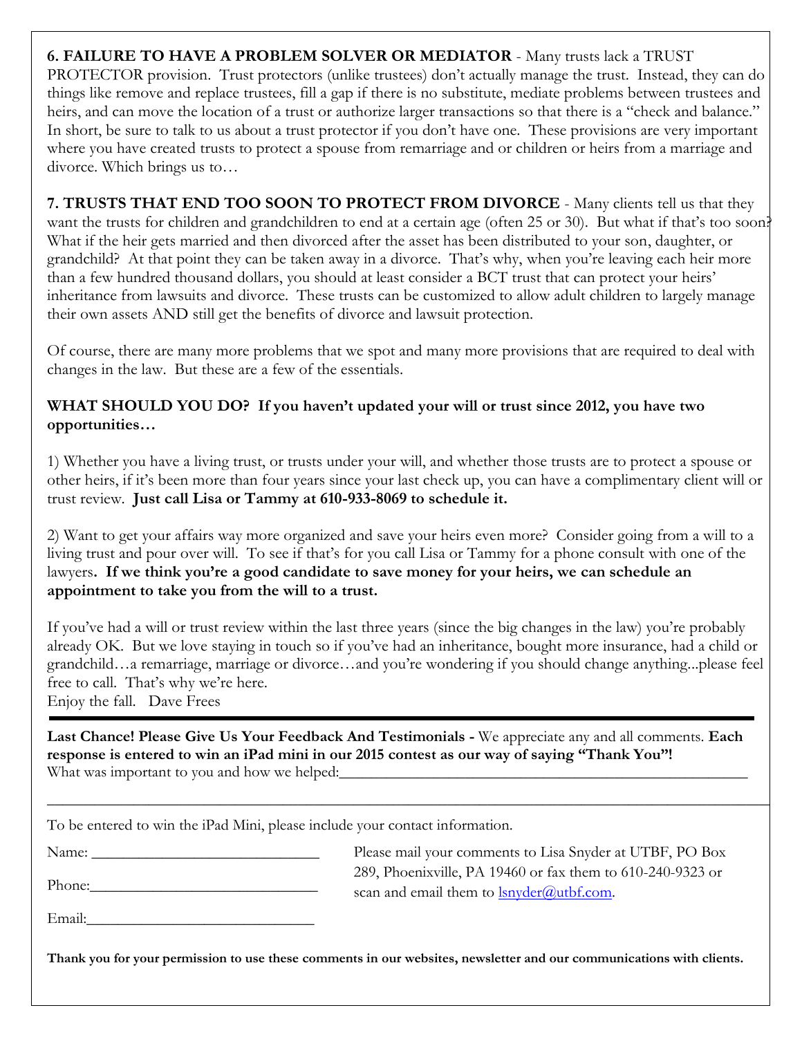**6. FAILURE TO HAVE A PROBLEM SOLVER OR MEDIATOR** - Many trusts lack a TRUST PROTECTOR provision. Trust protectors (unlike trustees) don't actually manage the trust. Instead, they can do things like remove and replace trustees, fill a gap if there is no substitute, mediate problems between trustees and heirs, and can move the location of a trust or authorize larger transactions so that there is a "check and balance." In short, be sure to talk to us about a trust protector if you don't have one. These provisions are very important where you have created trusts to protect a spouse from remarriage and or children or heirs from a marriage and divorce. Which brings us to…

**7. TRUSTS THAT END TOO SOON TO PROTECT FROM DIVORCE** - Many clients tell us that they want the trusts for children and grandchildren to end at a certain age (often 25 or 30). But what if that's too soon? What if the heir gets married and then divorced after the asset has been distributed to your son, daughter, or grandchild? At that point they can be taken away in a divorce. That's why, when you're leaving each heir more than a few hundred thousand dollars, you should at least consider a BCT trust that can protect your heirs' inheritance from lawsuits and divorce. These trusts can be customized to allow adult children to largely manage their own assets AND still get the benefits of divorce and lawsuit protection.

Of course, there are many more problems that we spot and many more provisions that are required to deal with changes in the law. But these are a few of the essentials.

**WHAT SHOULD YOU DO? If you haven't updated your will or trust since 2012, you have two opportunities…**

1) Whether you have a living trust, or trusts under your will, and whether those trusts are to protect a spouse or other heirs, if it's been more than four years since your last check up, you can have a complimentary client will or trust review. **Just call Lisa or Tammy at 610-933-8069 to schedule it.**

2) Want to get your affairs way more organized and save your heirs even more? Consider going from a will to a living trust and pour over will. To see if that's for you call Lisa or Tammy for a phone consult with one of the lawyers**. If we think you're a good candidate to save money for your heirs, we can schedule an appointment to take you from the will to a trust.**

If you've had a will or trust review within the last three years (since the big changes in the law) you're probably already OK. But we love staying in touch so if you've had an inheritance, bought more insurance, had a child or grandchild…a remarriage, marriage or divorce…and you're wondering if you should change anything...please feel free to call. That's why we're here.

Enjoy the fall. Dave Frees

---

**Last Chance! Please Give Us Your Feedback And Testimonials -** We appreciate any and all comments. **Each response is entered to win an iPad mini in our 2015 contest as our way of saying "Thank You"!**

What was important to you and how we helped:_______________________________________________________

_____________________________________________________________________________________________

To be entered to win the iPad Mini, please include your contact information.

Name: ______________________________

Phone:______________________________

Email:______________________________

Please mail your comments to Lisa Snyder at UTBF, PO Box 289, Phoenixville, PA 19460 or fax them to 610-240-9323 or scan and email them to lsnyder@utbf.com.

**Thank you for your permission to use these comments in our websites, newsletter and our communications with clients.**